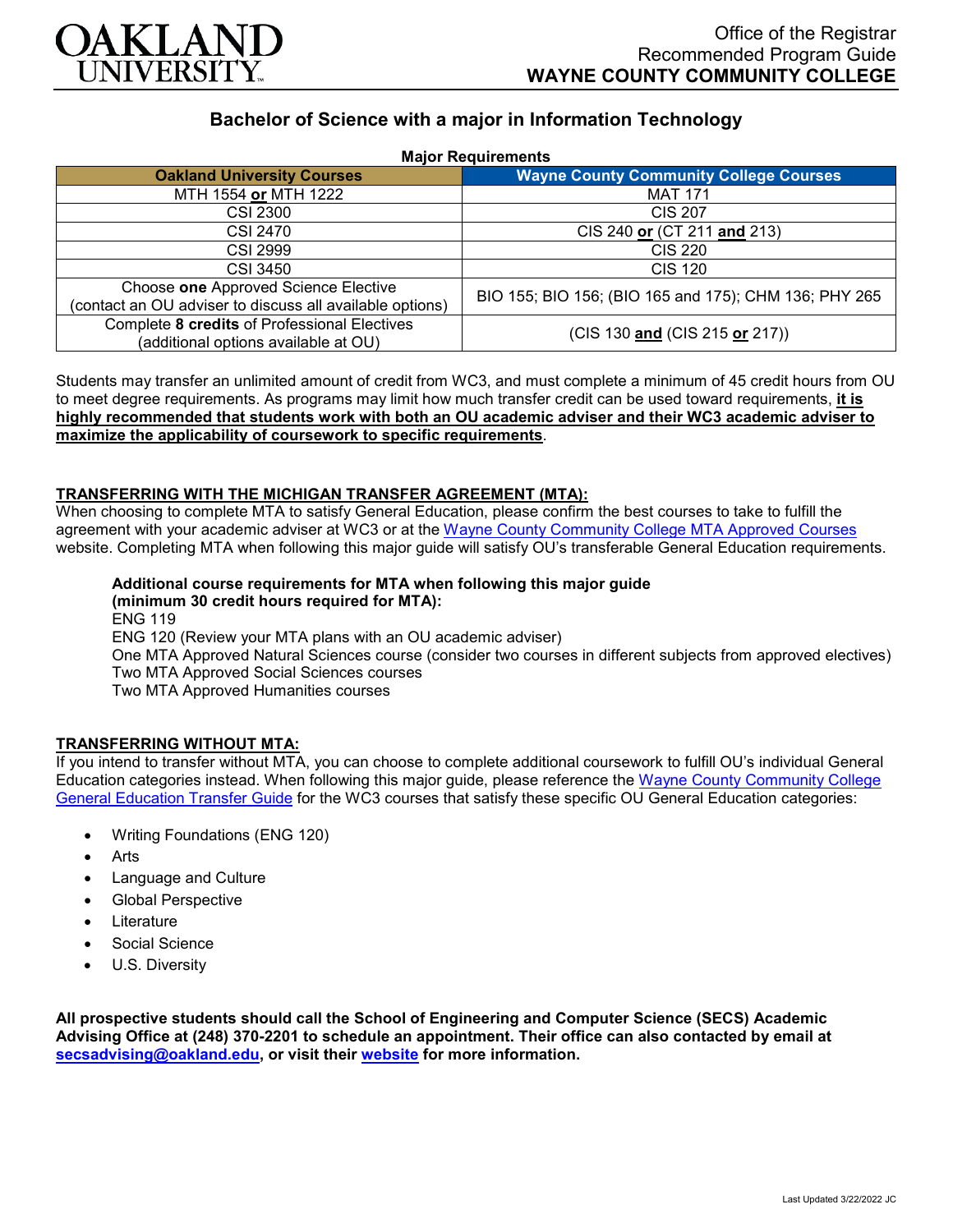Office of the Registrar
Recommended Program Guide
**WAYNE COUNTY COMMUNITY COLLEGE**

# Bachelor of Science with a major in Information Technology

**Major Requirements**

| Oakland University Courses | Wayne County Community College Courses |
|---|---|
| MTH 1554 **or** MTH 1222 | MAT 171 |
| CSI 2300 | CIS 207 |
| CSI 2470 | CIS 240 **or** (CT 211 **and** 213) |
| CSI 2999 | CIS 220 |
| CSI 3450 | CIS 120 |
| Choose **one** Approved Science Elective (contact an OU adviser to discuss all available options) | BIO 155; BIO 156; (BIO 165 and 175); CHM 136; PHY 265 |
| Complete **8 credits** of Professional Electives (additional options available at OU) | (CIS 130 **and** (CIS 215 **or** 217)) |

Students may transfer an unlimited amount of credit from WC3, and must complete a minimum of 45 credit hours from OU to meet degree requirements. As programs may limit how much transfer credit can be used toward requirements, **it is highly recommended that students work with both an OU academic adviser and their WC3 academic adviser to maximize the applicability of coursework to specific requirements**.

**TRANSFERRING WITH THE MICHIGAN TRANSFER AGREEMENT (MTA):**

When choosing to complete MTA to satisfy General Education, please confirm the best courses to take to fulfill the agreement with your academic adviser at WC3 or at the Wayne County Community College MTA Approved Courses website. Completing MTA when following this major guide will satisfy OU's transferable General Education requirements.

**Additional course requirements for MTA when following this major guide (minimum 30 credit hours required for MTA):**

ENG 119
ENG 120 (Review your MTA plans with an OU academic adviser)
One MTA Approved Natural Sciences course (consider two courses in different subjects from approved electives)
Two MTA Approved Social Sciences courses
Two MTA Approved Humanities courses

**TRANSFERRING WITHOUT MTA:**

If you intend to transfer without MTA, you can choose to complete additional coursework to fulfill OU's individual General Education categories instead. When following this major guide, please reference the Wayne County Community College General Education Transfer Guide for the WC3 courses that satisfy these specific OU General Education categories:

- Writing Foundations (ENG 120)
- Arts
- Language and Culture
- Global Perspective
- Literature
- Social Science
- U.S. Diversity

**All prospective students should call the School of Engineering and Computer Science (SECS) Academic Advising Office at (248) 370-2201 to schedule an appointment. Their office can also contacted by email at secsadvising@oakland.edu, or visit their website for more information.**

Last Updated 3/22/2022 JC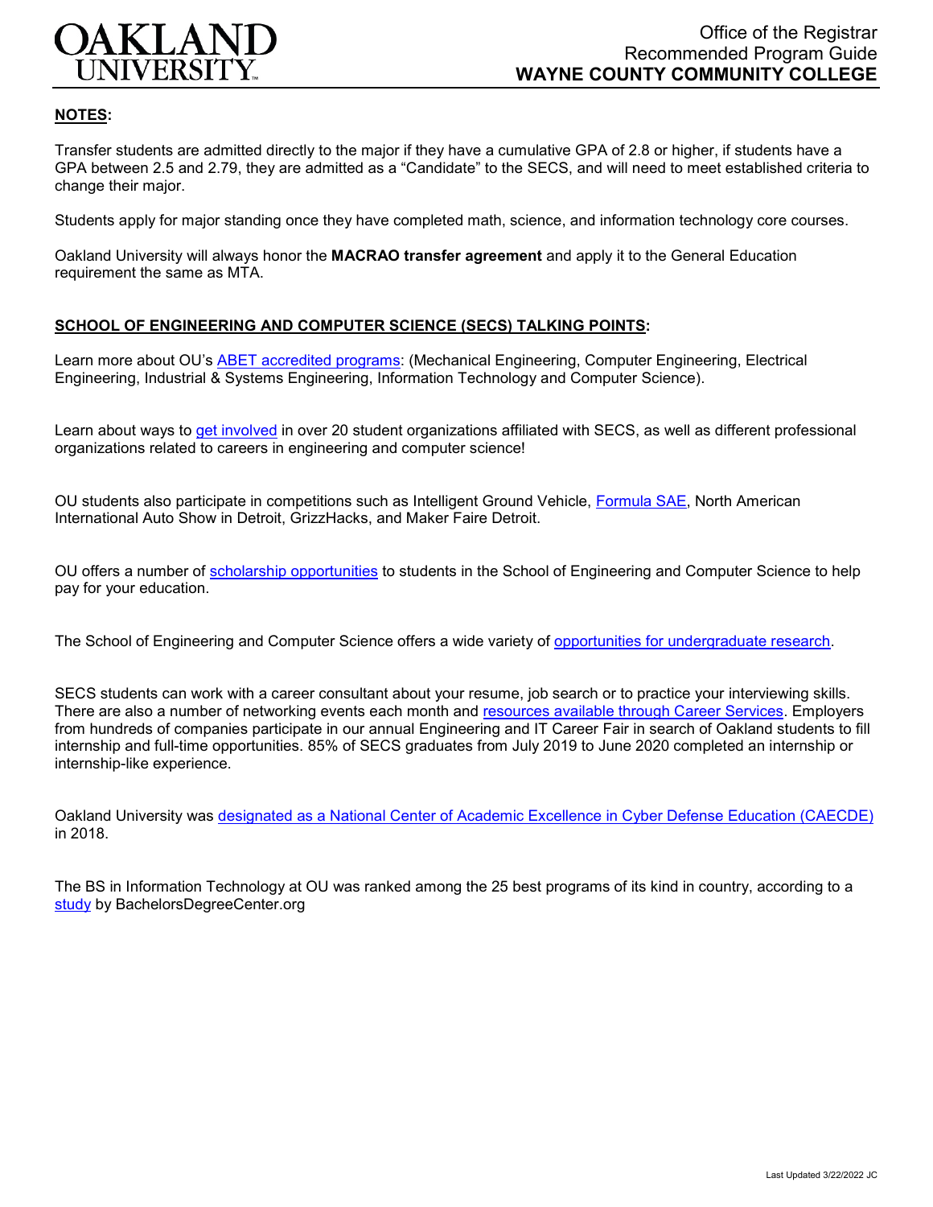**NOTES:**

Transfer students are admitted directly to the major if they have a cumulative GPA of 2.8 or higher, if students have a GPA between 2.5 and 2.79, they are admitted as a "Candidate" to the SECS, and will need to meet established criteria to change their major.

Students apply for major standing once they have completed math, science, and information technology core courses.

Oakland University will always honor the **MACRAO transfer agreement** and apply it to the General Education requirement the same as MTA.

**SCHOOL OF ENGINEERING AND COMPUTER SCIENCE (SECS) TALKING POINTS:**

Learn more about OU's ABET accredited programs: (Mechanical Engineering, Computer Engineering, Electrical Engineering, Industrial & Systems Engineering, Information Technology and Computer Science).

Learn about ways to get involved in over 20 student organizations affiliated with SECS, as well as different professional organizations related to careers in engineering and computer science!

OU students also participate in competitions such as Intelligent Ground Vehicle, Formula SAE, North American International Auto Show in Detroit, GrizzHacks, and Maker Faire Detroit.

OU offers a number of scholarship opportunities to students in the School of Engineering and Computer Science to help pay for your education.

The School of Engineering and Computer Science offers a wide variety of opportunities for undergraduate research.

SECS students can work with a career consultant about your resume, job search or to practice your interviewing skills. There are also a number of networking events each month and resources available through Career Services. Employers from hundreds of companies participate in our annual Engineering and IT Career Fair in search of Oakland students to fill internship and full-time opportunities. 85% of SECS graduates from July 2019 to June 2020 completed an internship or internship-like experience.

Oakland University was designated as a National Center of Academic Excellence in Cyber Defense Education (CAECDE) in 2018.

The BS in Information Technology at OU was ranked among the 25 best programs of its kind in country, according to a study by BachelorsDegreeCenter.org

Last Updated 3/22/2022 JC